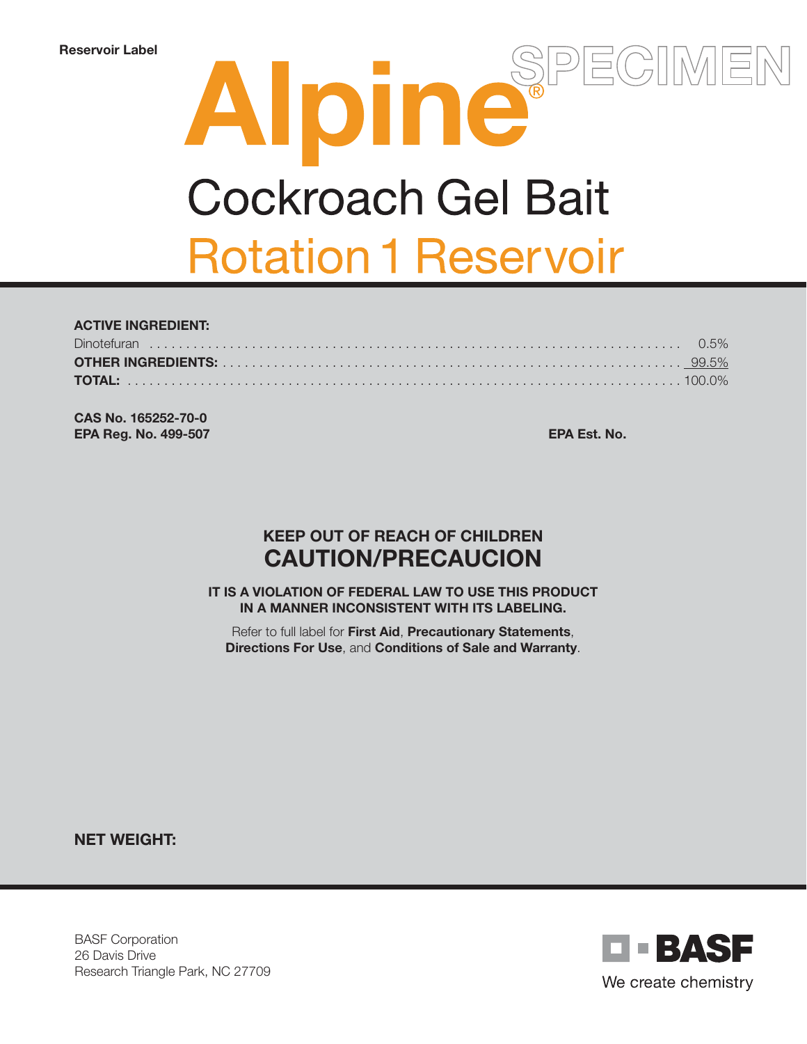Reservoir Label

SPECIMEN

# Alpine®

## Cockroach Gel Bait

## Rotation 1 Reservoir

| **ACTIVE INGREDIENT:** | |
|---|---|
| Dinotefuran | 0.5% |
| **OTHER INGREDIENTS:** | 99.5% |
| **TOTAL:** | 100.0% |

**CAS No. 165252-70-0**
**EPA Reg. No. 499-507**

**EPA Est. No.**

**KEEP OUT OF REACH OF CHILDREN**

**CAUTION/PRECAUCION**

**IT IS A VIOLATION OF FEDERAL LAW TO USE THIS PRODUCT IN A MANNER INCONSISTENT WITH ITS LABELING.**

Refer to full label for **First Aid**, **Precautionary Statements**, **Directions For Use**, and **Conditions of Sale and Warranty**.

**NET WEIGHT:**

BASF Corporation
26 Davis Drive
Research Triangle Park, NC 27709

BASF
We create chemistry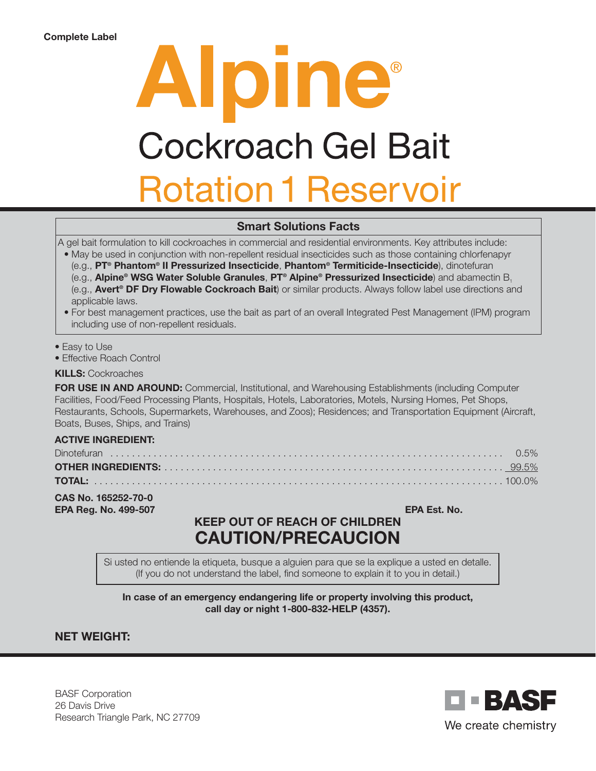**Complete Label**

# Alpine®

## Cockroach Gel Bait

## Rotation 1 Reservoir

| Smart Solutions Facts |
|---|
| A gel bait formulation to kill cockroaches in commercial and residential environments. Key attributes include:<br>• May be used in conjunction with non-repellent residual insecticides such as those containing chlorfenapyr (e.g., **PT® Phantom® II Pressurized Insecticide**, **Phantom® Termiticide-Insecticide**), dinotefuran (e.g., **Alpine® WSG Water Soluble Granules**, **PT® Alpine® Pressurized Insecticide**) and abamectin $B_1$ (e.g., **Avert® DF Dry Flowable Cockroach Bait**) or similar products. Always follow label use directions and applicable laws.<br>• For best management practices, use the bait as part of an overall Integrated Pest Management (IPM) program including use of non-repellent residuals. |

- Easy to Use
- Effective Roach Control

**KILLS:** Cockroaches

**FOR USE IN AND AROUND:** Commercial, Institutional, and Warehousing Establishments (including Computer Facilities, Food/Feed Processing Plants, Hospitals, Hotels, Laboratories, Motels, Nursing Homes, Pet Shops, Restaurants, Schools, Supermarkets, Warehouses, and Zoos); Residences; and Transportation Equipment (Aircraft, Boats, Buses, Ships, and Trains)

**ACTIVE INGREDIENT:**

| | |
|---|---|
| Dinotefuran | 0.5% |
| **OTHER INGREDIENTS:** | 99.5% |
| **TOTAL:** | 100.0% |

**CAS No. 165252-70-0**

**EPA Reg. No. 499-507** **EPA Est. No.**

**KEEP OUT OF REACH OF CHILDREN**

**CAUTION/PRECAUCION**

Si usted no entiende la etiqueta, busque a alguien para que se la explique a usted en detalle. (If you do not understand the label, find someone to explain it to you in detail.)

**In case of an emergency endangering life or property involving this product, call day or night 1-800-832-HELP (4357).**

**NET WEIGHT:**

BASF Corporation
26 Davis Drive
Research Triangle Park, NC 27709

BASF
We create chemistry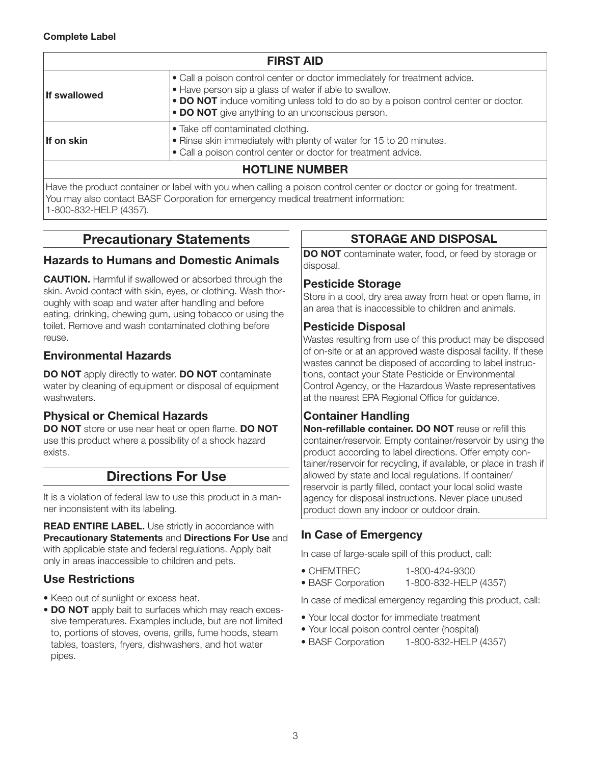**Complete Label**

| FIRST AID | |
|---|---|
| **If swallowed** | • Call a poison control center or doctor immediately for treatment advice.<br>• Have person sip a glass of water if able to swallow.<br>• **DO NOT** induce vomiting unless told to do so by a poison control center or doctor.<br>• **DO NOT** give anything to an unconscious person. |
| **If on skin** | • Take off contaminated clothing.<br>• Rinse skin immediately with plenty of water for 15 to 20 minutes.<br>• Call a poison control center or doctor for treatment advice. |
| **HOTLINE NUMBER** | |
| Have the product container or label with you when calling a poison control center or doctor or going for treatment. You may also contact BASF Corporation for emergency medical treatment information: 1-800-832-HELP (4357). | |

## Precautionary Statements

### Hazards to Humans and Domestic Animals

**CAUTION.** Harmful if swallowed or absorbed through the skin. Avoid contact with skin, eyes, or clothing. Wash thoroughly with soap and water after handling and before eating, drinking, chewing gum, using tobacco or using the toilet. Remove and wash contaminated clothing before reuse.

### Environmental Hazards

**DO NOT** apply directly to water. **DO NOT** contaminate water by cleaning of equipment or disposal of equipment washwaters.

### Physical or Chemical Hazards

**DO NOT** store or use near heat or open flame. **DO NOT** use this product where a possibility of a shock hazard exists.

## Directions For Use

It is a violation of federal law to use this product in a manner inconsistent with its labeling.

**READ ENTIRE LABEL.** Use strictly in accordance with **Precautionary Statements** and **Directions For Use** and with applicable state and federal regulations. Apply bait only in areas inaccessible to children and pets.

### Use Restrictions

- Keep out of sunlight or excess heat.
- **DO NOT** apply bait to surfaces which may reach excessive temperatures. Examples include, but are not limited to, portions of stoves, ovens, grills, fume hoods, steam tables, toasters, fryers, dishwashers, and hot water pipes.

## STORAGE AND DISPOSAL

**DO NOT** contaminate water, food, or feed by storage or disposal.

### Pesticide Storage

Store in a cool, dry area away from heat or open flame, in an area that is inaccessible to children and animals.

### Pesticide Disposal

Wastes resulting from use of this product may be disposed of on-site or at an approved waste disposal facility. If these wastes cannot be disposed of according to label instructions, contact your State Pesticide or Environmental Control Agency, or the Hazardous Waste representatives at the nearest EPA Regional Office for guidance.

### Container Handling

**Non-refillable container. DO NOT** reuse or refill this container/reservoir. Empty container/reservoir by using the product according to label directions. Offer empty container/reservoir for recycling, if available, or place in trash if allowed by state and local regulations. If container/reservoir is partly filled, contact your local solid waste agency for disposal instructions. Never place unused product down any indoor or outdoor drain.

### In Case of Emergency

In case of large-scale spill of this product, call:

- CHEMTREC 1-800-424-9300
- BASF Corporation 1-800-832-HELP (4357)

In case of medical emergency regarding this product, call:

- Your local doctor for immediate treatment
- Your local poison control center (hospital)
- BASF Corporation 1-800-832-HELP (4357)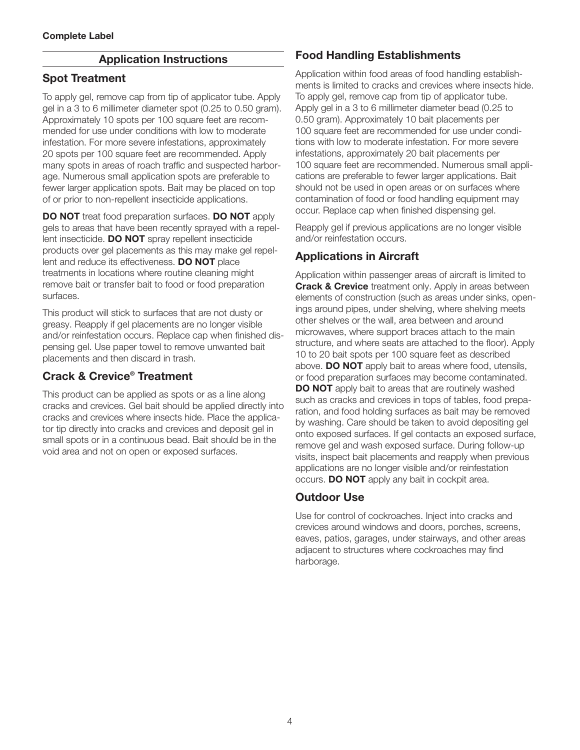**Complete Label**

## Application Instructions

### Spot Treatment

To apply gel, remove cap from tip of applicator tube. Apply gel in a 3 to 6 millimeter diameter spot (0.25 to 0.50 gram). Approximately 10 spots per 100 square feet are recommended for use under conditions with low to moderate infestation. For more severe infestations, approximately 20 spots per 100 square feet are recommended. Apply many spots in areas of roach traffic and suspected harborage. Numerous small application spots are preferable to fewer larger application spots. Bait may be placed on top of or prior to non-repellent insecticide applications.

**DO NOT** treat food preparation surfaces. **DO NOT** apply gels to areas that have been recently sprayed with a repellent insecticide. **DO NOT** spray repellent insecticide products over gel placements as this may make gel repellent and reduce its effectiveness. **DO NOT** place treatments in locations where routine cleaning might remove bait or transfer bait to food or food preparation surfaces.

This product will stick to surfaces that are not dusty or greasy. Reapply if gel placements are no longer visible and/or reinfestation occurs. Replace cap when finished dispensing gel. Use paper towel to remove unwanted bait placements and then discard in trash.

### Crack & Crevice® Treatment

This product can be applied as spots or as a line along cracks and crevices. Gel bait should be applied directly into cracks and crevices where insects hide. Place the applicator tip directly into cracks and crevices and deposit gel in small spots or in a continuous bead. Bait should be in the void area and not on open or exposed surfaces.

### Food Handling Establishments

Application within food areas of food handling establishments is limited to cracks and crevices where insects hide. To apply gel, remove cap from tip of applicator tube. Apply gel in a 3 to 6 millimeter diameter bead (0.25 to 0.50 gram). Approximately 10 bait placements per 100 square feet are recommended for use under conditions with low to moderate infestation. For more severe infestations, approximately 20 bait placements per 100 square feet are recommended. Numerous small applications are preferable to fewer larger applications. Bait should not be used in open areas or on surfaces where contamination of food or food handling equipment may occur. Replace cap when finished dispensing gel.

Reapply gel if previous applications are no longer visible and/or reinfestation occurs.

### Applications in Aircraft

Application within passenger areas of aircraft is limited to **Crack & Crevice** treatment only. Apply in areas between elements of construction (such as areas under sinks, openings around pipes, under shelving, where shelving meets other shelves or the wall, area between and around microwaves, where support braces attach to the main structure, and where seats are attached to the floor). Apply 10 to 20 bait spots per 100 square feet as described above. **DO NOT** apply bait to areas where food, utensils, or food preparation surfaces may become contaminated. **DO NOT** apply bait to areas that are routinely washed such as cracks and crevices in tops of tables, food preparation, and food holding surfaces as bait may be removed by washing. Care should be taken to avoid depositing gel onto exposed surfaces. If gel contacts an exposed surface, remove gel and wash exposed surface. During follow-up visits, inspect bait placements and reapply when previous applications are no longer visible and/or reinfestation occurs. **DO NOT** apply any bait in cockpit area.

### Outdoor Use

Use for control of cockroaches. Inject into cracks and crevices around windows and doors, porches, screens, eaves, patios, garages, under stairways, and other areas adjacent to structures where cockroaches may find harborage.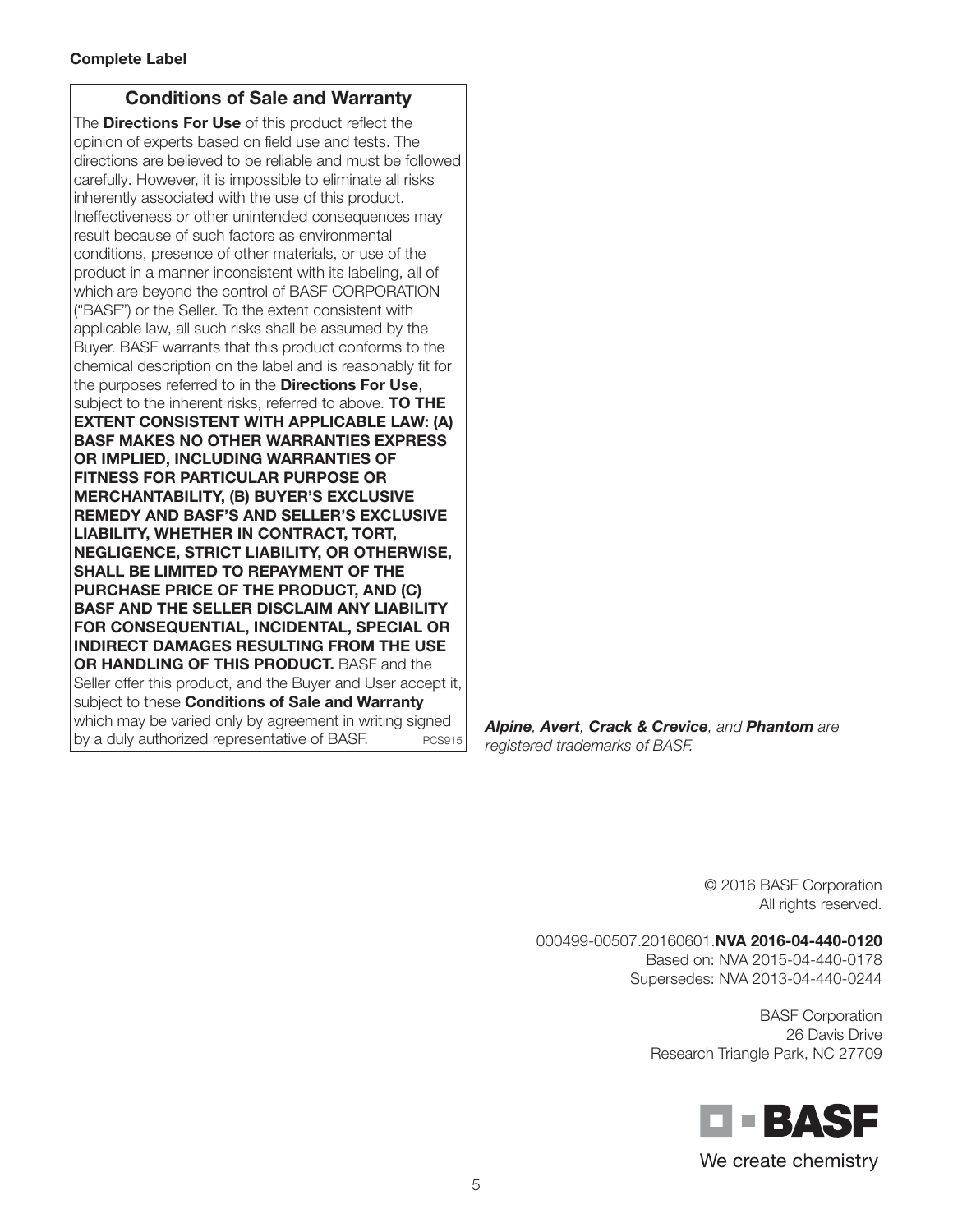**Complete Label**

## Conditions of Sale and Warranty

The **Directions For Use** of this product reflect the opinion of experts based on field use and tests. The directions are believed to be reliable and must be followed carefully. However, it is impossible to eliminate all risks inherently associated with the use of this product. Ineffectiveness or other unintended consequences may result because of such factors as environmental conditions, presence of other materials, or use of the product in a manner inconsistent with its labeling, all of which are beyond the control of BASF CORPORATION ("BASF") or the Seller. To the extent consistent with applicable law, all such risks shall be assumed by the Buyer. BASF warrants that this product conforms to the chemical description on the label and is reasonably fit for the purposes referred to in the **Directions For Use**, subject to the inherent risks, referred to above. **TO THE EXTENT CONSISTENT WITH APPLICABLE LAW: (A) BASF MAKES NO OTHER WARRANTIES EXPRESS OR IMPLIED, INCLUDING WARRANTIES OF FITNESS FOR PARTICULAR PURPOSE OR MERCHANTABILITY, (B) BUYER'S EXCLUSIVE REMEDY AND BASF'S AND SELLER'S EXCLUSIVE LIABILITY, WHETHER IN CONTRACT, TORT, NEGLIGENCE, STRICT LIABILITY, OR OTHERWISE, SHALL BE LIMITED TO REPAYMENT OF THE PURCHASE PRICE OF THE PRODUCT, AND (C) BASF AND THE SELLER DISCLAIM ANY LIABILITY FOR CONSEQUENTIAL, INCIDENTAL, SPECIAL OR INDIRECT DAMAGES RESULTING FROM THE USE OR HANDLING OF THIS PRODUCT.** BASF and the Seller offer this product, and the Buyer and User accept it, subject to these **Conditions of Sale and Warranty** which may be varied only by agreement in writing signed by a duly authorized representative of BASF. PCS915

***Alpine***, ***Avert***, ***Crack & Crevice***, *and* ***Phantom*** *are registered trademarks of BASF.*

© 2016 BASF Corporation
All rights reserved.

000499-00507.20160601.**NVA 2016-04-440-0120**
Based on: NVA 2015-04-440-0178
Supersedes: NVA 2013-04-440-0244

BASF Corporation
26 Davis Drive
Research Triangle Park, NC 27709

BASF
We create chemistry